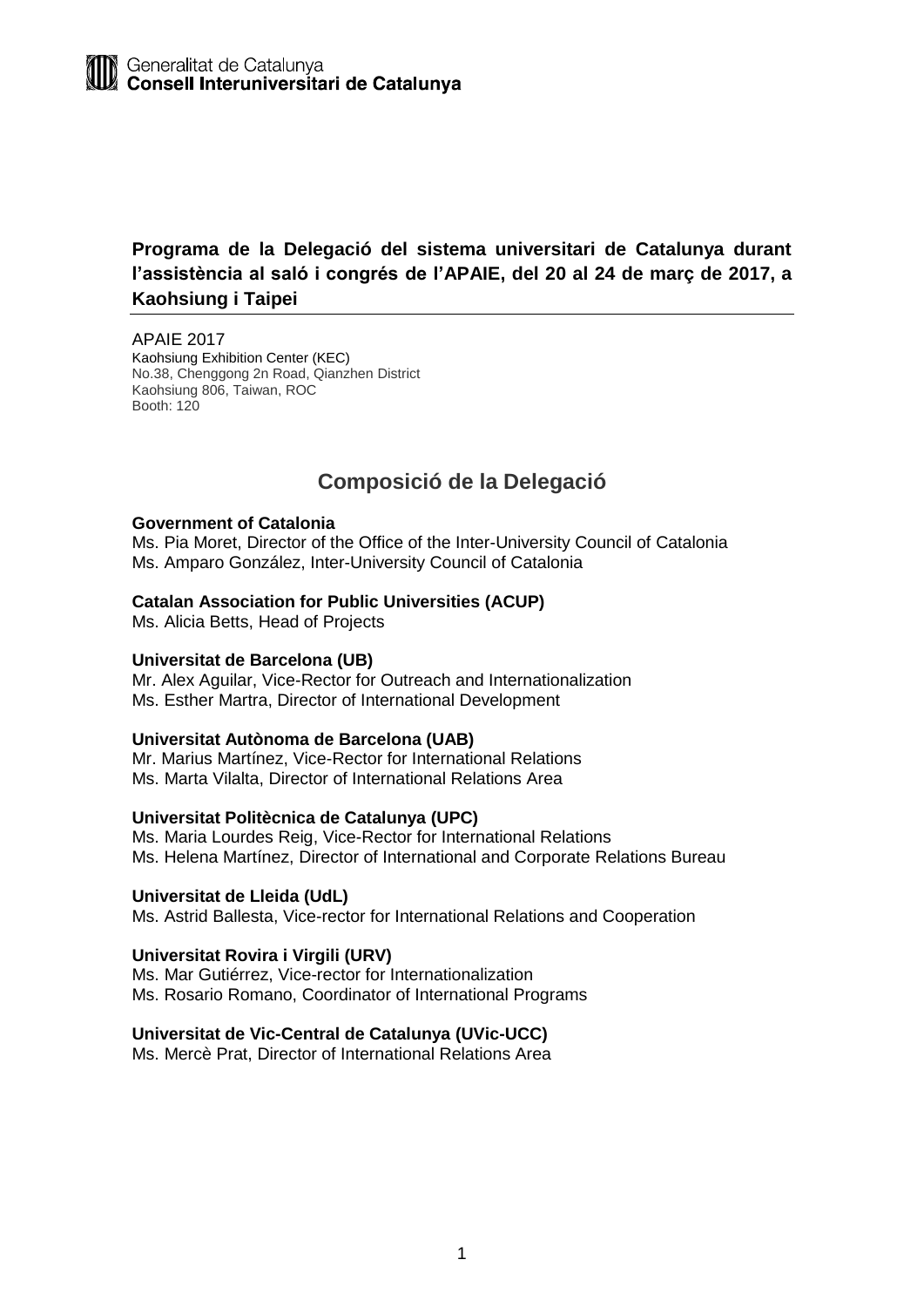Generalitat de Catalunya
**Consell Interuniversitari de Catalunya**

# Programa de la Delegació del sistema universitari de Catalunya durant l'assistència al saló i congrés de l'APAIE, del 20 al 24 de març de 2017, a Kaohsiung i Taipei

APAIE 2017
Kaohsiung Exhibition Center (KEC)
No.38, Chenggong 2n Road, Qianzhen District
Kaohsiung 806, Taiwan, ROC
Booth: 120

## Composició de la Delegació

**Government of Catalonia**
Ms. Pia Moret, Director of the Office of the Inter-University Council of Catalonia
Ms. Amparo González, Inter-University Council of Catalonia

**Catalan Association for Public Universities (ACUP)**
Ms. Alicia Betts, Head of Projects

**Universitat de Barcelona (UB)**
Mr. Alex Aguilar, Vice-Rector for Outreach and Internationalization
Ms. Esther Martra, Director of International Development

**Universitat Autònoma de Barcelona (UAB)**
Mr. Marius Martínez, Vice-Rector for International Relations
Ms. Marta Vilalta, Director of International Relations Area

**Universitat Politècnica de Catalunya (UPC)**
Ms. Maria Lourdes Reig, Vice-Rector for International Relations
Ms. Helena Martínez, Director of International and Corporate Relations Bureau

**Universitat de Lleida (UdL)**
Ms. Astrid Ballesta, Vice-rector for International Relations and Cooperation

**Universitat Rovira i Virgili (URV)**
Ms. Mar Gutiérrez, Vice-rector for Internationalization
Ms. Rosario Romano, Coordinator of International Programs

**Universitat de Vic-Central de Catalunya (UVic-UCC)**
Ms. Mercè Prat, Director of International Relations Area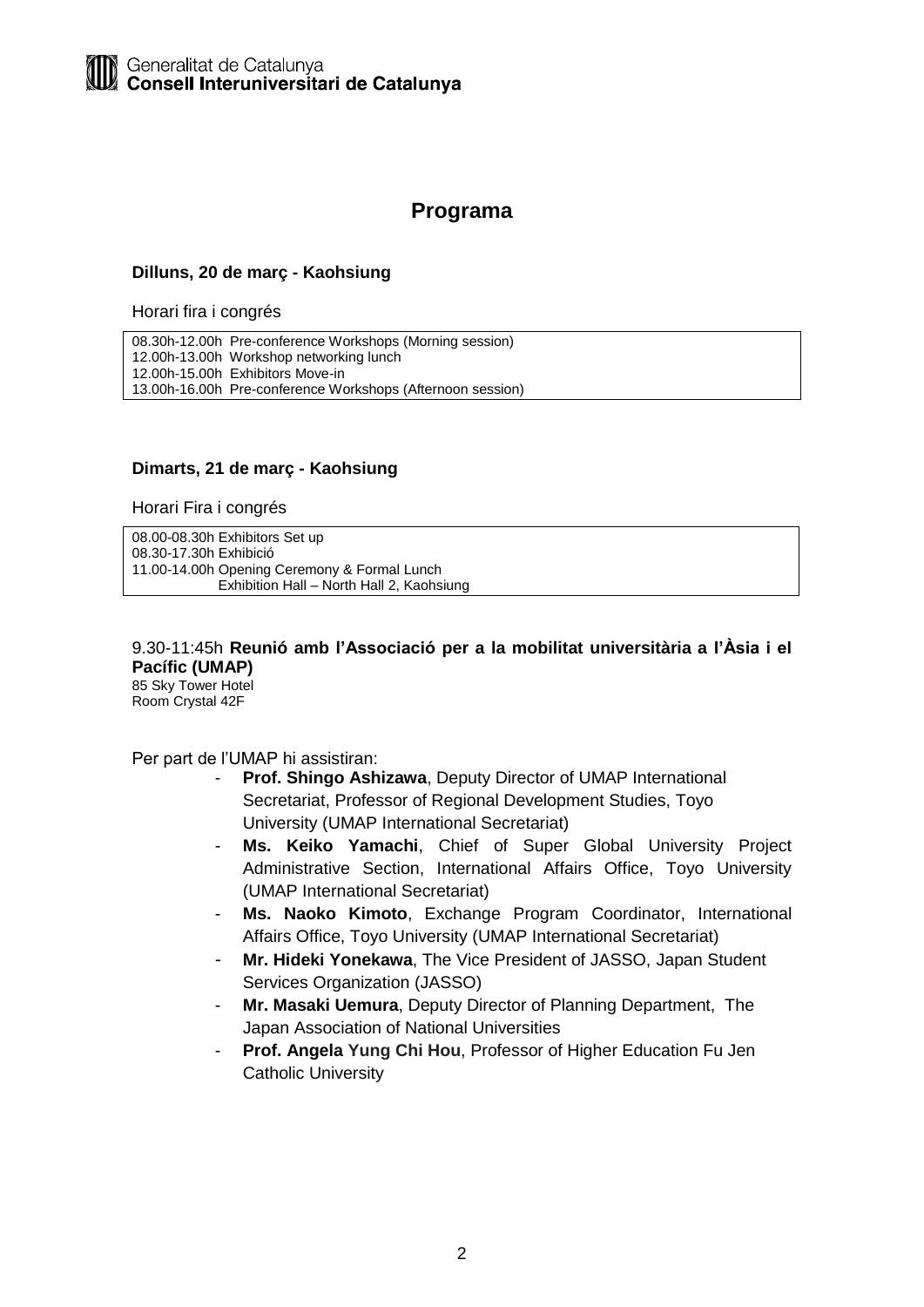# Programa

**Dilluns, 20 de març - Kaohsiung**

Horari fira i congrés

| | |
|---|---|
| 08.30h-12.00h | Pre-conference Workshops (Morning session) |
| 12.00h-13.00h | Workshop networking lunch |
| 12.00h-15.00h | Exhibitors Move-in |
| 13.00h-16.00h | Pre-conference Workshops (Afternoon session) |

**Dimarts, 21 de març - Kaohsiung**

Horari Fira i congrés

| | |
|---|---|
| 08.00-08.30h | Exhibitors Set up |
| 08.30-17.30h | Exhibició |
| 11.00-14.00h | Opening Ceremony & Formal Lunch<br>Exhibition Hall – North Hall 2, Kaohsiung |

9.30-11:45h **Reunió amb l'Associació per a la mobilitat universitària a l'Àsia i el Pacífic (UMAP)**
85 Sky Tower Hotel
Room Crystal 42F

Per part de l'UMAP hi assistiran:

- **Prof. Shingo Ashizawa**, Deputy Director of UMAP International Secretariat, Professor of Regional Development Studies, Toyo University (UMAP International Secretariat)
- **Ms. Keiko Yamachi**, Chief of Super Global University Project Administrative Section, International Affairs Office, Toyo University (UMAP International Secretariat)
- **Ms. Naoko Kimoto**, Exchange Program Coordinator, International Affairs Office, Toyo University (UMAP International Secretariat)
- **Mr. Hideki Yonekawa**, The Vice President of JASSO, Japan Student Services Organization (JASSO)
- **Mr. Masaki Uemura**, Deputy Director of Planning Department, The Japan Association of National Universities
- **Prof. Angela Yung Chi Hou**, Professor of Higher Education Fu Jen Catholic University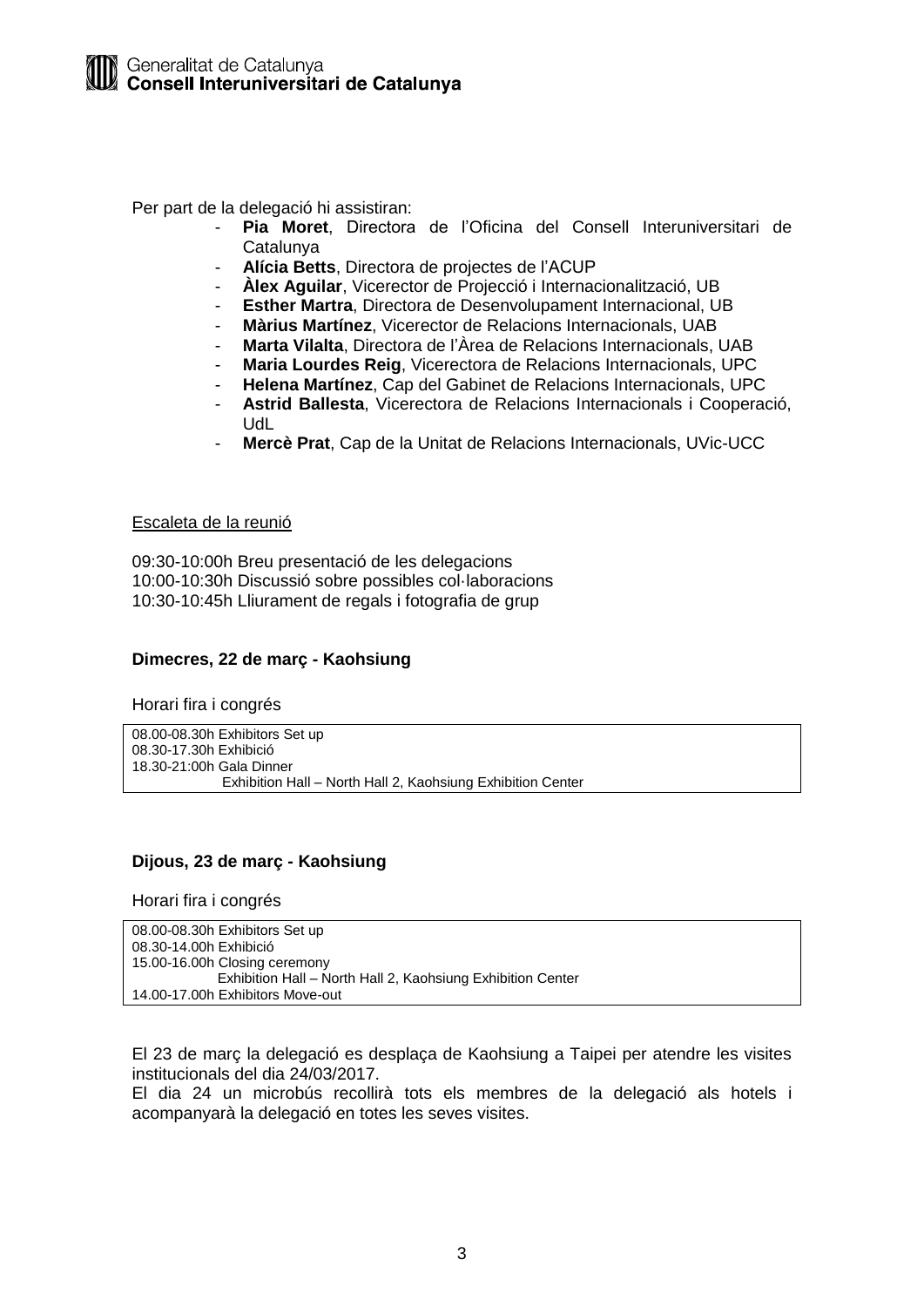Per part de la delegació hi assistiran:

- **Pia Moret**, Directora de l'Oficina del Consell Interuniversitari de Catalunya
- **Alícia Betts**, Directora de projectes de l'ACUP
- **Àlex Aguilar**, Vicerector de Projecció i Internacionalització, UB
- **Esther Martra**, Directora de Desenvolupament Internacional, UB
- **Màrius Martínez**, Vicerector de Relacions Internacionals, UAB
- **Marta Vilalta**, Directora de l'Àrea de Relacions Internacionals, UAB
- **Maria Lourdes Reig**, Vicerectora de Relacions Internacionals, UPC
- **Helena Martínez**, Cap del Gabinet de Relacions Internacionals, UPC
- **Astrid Ballesta**, Vicerectora de Relacions Internacionals i Cooperació, UdL
- **Mercè Prat**, Cap de la Unitat de Relacions Internacionals, UVic-UCC

Escaleta de la reunió

09:30-10:00h Breu presentació de les delegacions
10:00-10:30h Discussió sobre possibles col·laboracions
10:30-10:45h Lliurament de regals i fotografia de grup

**Dimecres, 22 de març - Kaohsiung**

Horari fira i congrés

08.00-08.30h Exhibitors Set up
08.30-17.30h Exhibició
18.30-21:00h Gala Dinner
Exhibition Hall – North Hall 2, Kaohsiung Exhibition Center

**Dijous, 23 de març - Kaohsiung**

Horari fira i congrés

08.00-08.30h Exhibitors Set up
08.30-14.00h Exhibició
15.00-16.00h Closing ceremony
Exhibition Hall – North Hall 2, Kaohsiung Exhibition Center
14.00-17.00h Exhibitors Move-out

El 23 de març la delegació es desplaça de Kaohsiung a Taipei per atendre les visites institucionals del dia 24/03/2017.
El dia 24 un microbús recollirà tots els membres de la delegació als hotels i acompanyarà la delegació en totes les seves visites.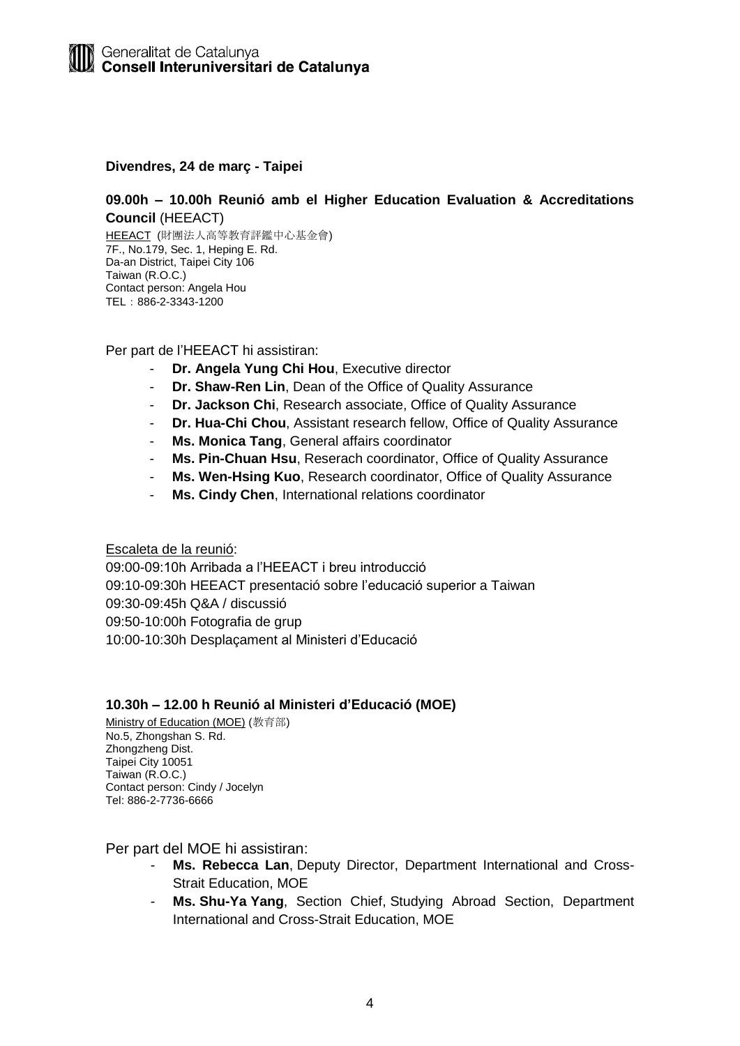**Divendres, 24 de març - Taipei**

**09.00h – 10.00h Reunió amb el Higher Education Evaluation & Accreditations Council** (HEEACT)

HEEACT (財團法人高等教育評鑑中心基金會)
7F., No.179, Sec. 1, Heping E. Rd.
Da-an District, Taipei City 106
Taiwan (R.O.C.)
Contact person: Angela Hou
TEL：886-2-3343-1200

Per part de l'HEEACT hi assistiran:

- **Dr. Angela Yung Chi Hou**, Executive director
- **Dr. Shaw-Ren Lin**, Dean of the Office of Quality Assurance
- **Dr. Jackson Chi**, Research associate, Office of Quality Assurance
- **Dr. Hua-Chi Chou**, Assistant research fellow, Office of Quality Assurance
- **Ms. Monica Tang**, General affairs coordinator
- **Ms. Pin-Chuan Hsu**, Reserach coordinator, Office of Quality Assurance
- **Ms. Wen-Hsing Kuo**, Research coordinator, Office of Quality Assurance
- **Ms. Cindy Chen**, International relations coordinator

Escaleta de la reunió:
09:00-09:10h Arribada a l'HEEACT i breu introducció
09:10-09:30h HEEACT presentació sobre l'educació superior a Taiwan
09:30-09:45h Q&A / discussió
09:50-10:00h Fotografia de grup
10:00-10:30h Desplaçament al Ministeri d'Educació

**10.30h – 12.00 h Reunió al Ministeri d'Educació (MOE)**

Ministry of Education (MOE) (教育部)
No.5, Zhongshan S. Rd.
Zhongzheng Dist.
Taipei City 10051
Taiwan (R.O.C.)
Contact person: Cindy / Jocelyn
Tel: 886-2-7736-6666

Per part del MOE hi assistiran:

- **Ms. Rebecca Lan**, Deputy Director, Department International and Cross-Strait Education, MOE
- **Ms. Shu-Ya Yang**, Section Chief, Studying Abroad Section, Department International and Cross-Strait Education, MOE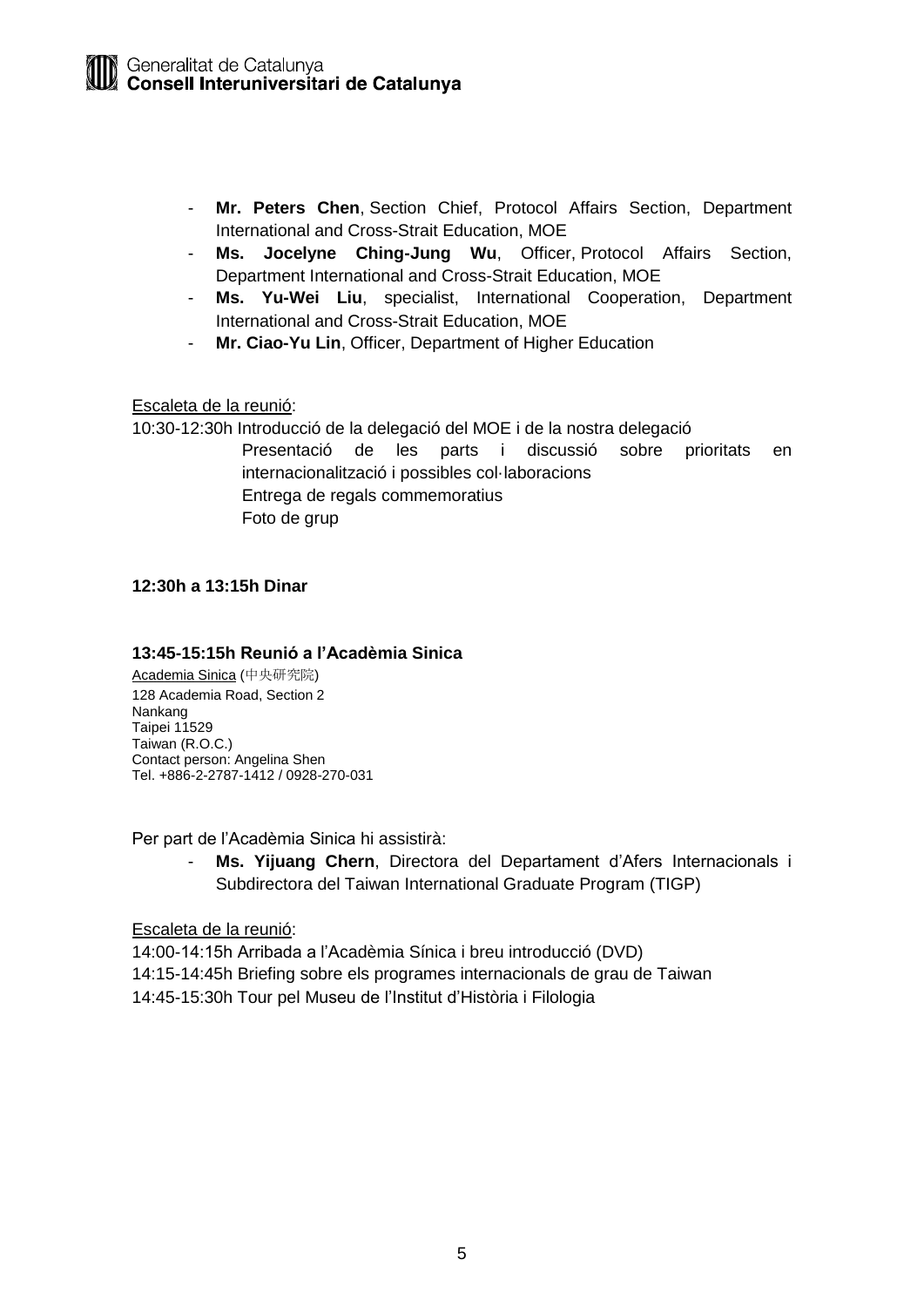- **Mr. Peters Chen**, Section Chief, Protocol Affairs Section, Department International and Cross-Strait Education, MOE
- **Ms. Jocelyne Ching-Jung Wu**, Officer, Protocol Affairs Section, Department International and Cross-Strait Education, MOE
- **Ms. Yu-Wei Liu**, specialist, International Cooperation, Department International and Cross-Strait Education, MOE
- **Mr. Ciao-Yu Lin**, Officer, Department of Higher Education

Escaleta de la reunió:

10:30-12:30h Introducció de la delegació del MOE i de la nostra delegació
Presentació de les parts i discussió sobre prioritats en internacionalització i possibles col·laboracions
Entrega de regals commemoratius
Foto de grup

**12:30h a 13:15h Dinar**

**13:45-15:15h Reunió a l'Acadèmia Sinica**

Academia Sinica (中央研究院)
128 Academia Road, Section 2
Nankang
Taipei 11529
Taiwan (R.O.C.)
Contact person: Angelina Shen
Tel. +886-2-2787-1412 / 0928-270-031

Per part de l'Acadèmia Sinica hi assistirà:

- **Ms. Yijuang Chern**, Directora del Departament d'Afers Internacionals i Subdirectora del Taiwan International Graduate Program (TIGP)

Escaleta de la reunió:

14:00-14:15h Arribada a l'Acadèmia Sínica i breu introducció (DVD)
14:15-14:45h Briefing sobre els programes internacionals de grau de Taiwan
14:45-15:30h Tour pel Museu de l'Institut d'Història i Filologia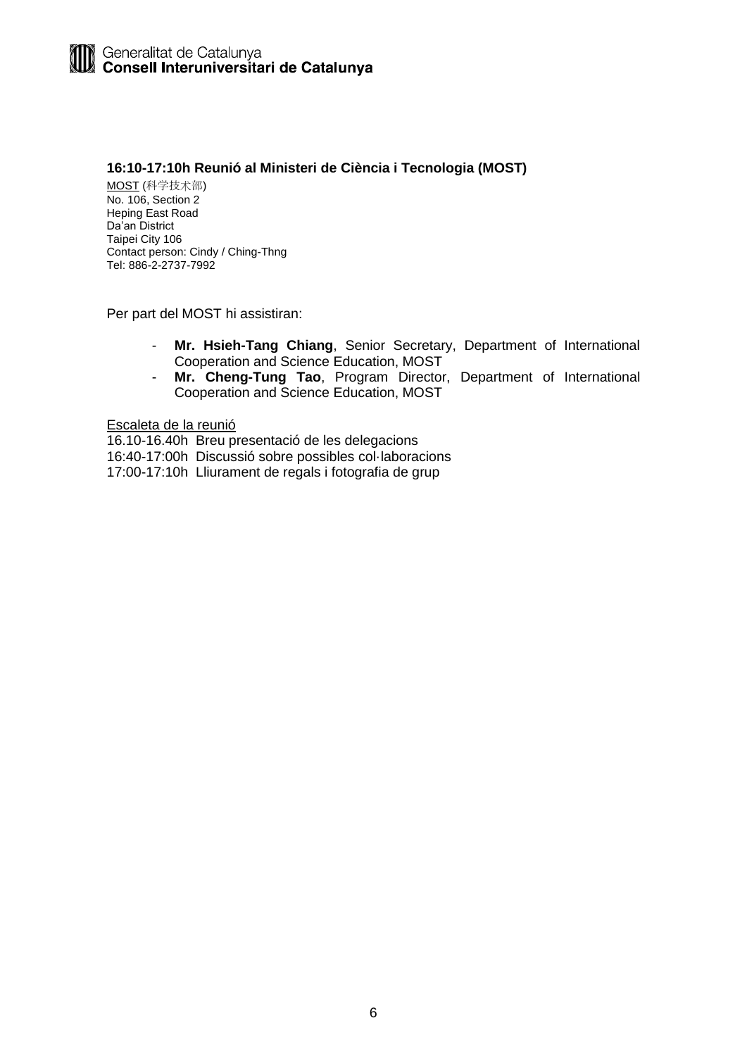### 16:10-17:10h Reunió al Ministeri de Ciència i Tecnologia (MOST)

MOST (科学技术部)
No. 106, Section 2
Heping East Road
Da'an District
Taipei City 106
Contact person: Cindy / Ching-Thng
Tel: 886-2-2737-7992

Per part del MOST hi assistiran:

- **Mr. Hsieh-Tang Chiang**, Senior Secretary, Department of International Cooperation and Science Education, MOST
- **Mr. Cheng-Tung Tao**, Program Director, Department of International Cooperation and Science Education, MOST

Escaleta de la reunió

16.10-16.40h Breu presentació de les delegacions
16:40-17:00h Discussió sobre possibles col·laboracions
17:00-17:10h Lliurament de regals i fotografia de grup